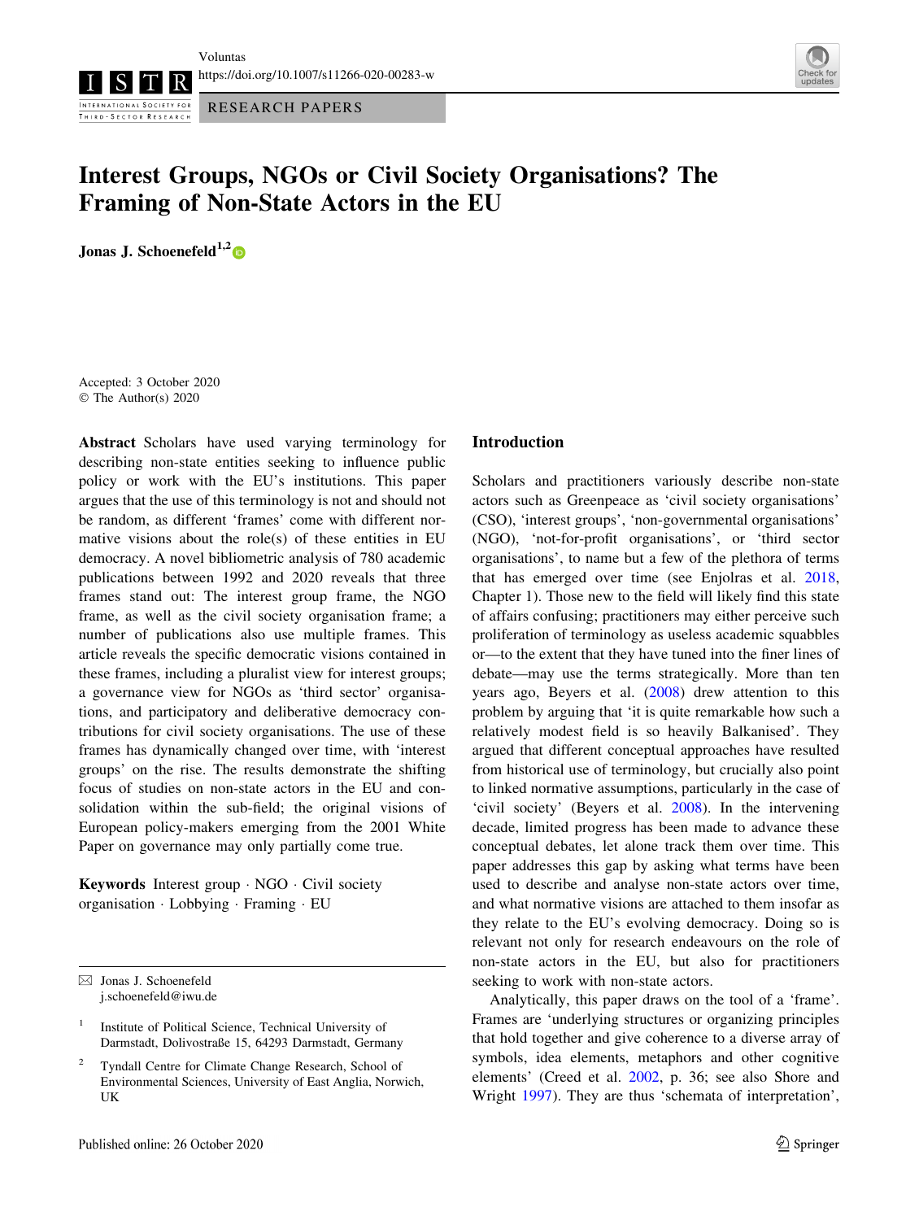RESEARCH PAPERS

# Interest Groups, NGOs or Civil Society Organisations? The Framing of Non-State Actors in the EU

**Jonas J. Schoenefeld**[1,2]

Accepted: 3 October 2020
© The Author(s) 2020

**Abstract** Scholars have used varying terminology for describing non-state entities seeking to influence public policy or work with the EU's institutions. This paper argues that the use of this terminology is not and should not be random, as different 'frames' come with different normative visions about the role(s) of these entities in EU democracy. A novel bibliometric analysis of 780 academic publications between 1992 and 2020 reveals that three frames stand out: The interest group frame, the NGO frame, as well as the civil society organisation frame; a number of publications also use multiple frames. This article reveals the specific democratic visions contained in these frames, including a pluralist view for interest groups; a governance view for NGOs as 'third sector' organisations, and participatory and deliberative democracy contributions for civil society organisations. The use of these frames has dynamically changed over time, with 'interest groups' on the rise. The results demonstrate the shifting focus of studies on non-state actors in the EU and consolidation within the sub-field; the original visions of European policy-makers emerging from the 2001 White Paper on governance may only partially come true.

**Keywords** Interest group · NGO · Civil society organisation · Lobbying · Framing · EU

✉ Jonas J. Schoenefeld
j.schoenefeld@iwu.de

[1] Institute of Political Science, Technical University of Darmstadt, Dolivostraße 15, 64293 Darmstadt, Germany

[2] Tyndall Centre for Climate Change Research, School of Environmental Sciences, University of East Anglia, Norwich, UK

## Introduction

Scholars and practitioners variously describe non-state actors such as Greenpeace as 'civil society organisations' (CSO), 'interest groups', 'non-governmental organisations' (NGO), 'not-for-profit organisations', or 'third sector organisations', to name but a few of the plethora of terms that has emerged over time (see Enjolras et al. 2018, Chapter 1). Those new to the field will likely find this state of affairs confusing; practitioners may either perceive such proliferation of terminology as useless academic squabbles or—to the extent that they have tuned into the finer lines of debate—may use the terms strategically. More than ten years ago, Beyers et al. (2008) drew attention to this problem by arguing that 'it is quite remarkable how such a relatively modest field is so heavily Balkanised'. They argued that different conceptual approaches have resulted from historical use of terminology, but crucially also point to linked normative assumptions, particularly in the case of 'civil society' (Beyers et al. 2008). In the intervening decade, limited progress has been made to advance these conceptual debates, let alone track them over time. This paper addresses this gap by asking what terms have been used to describe and analyse non-state actors over time, and what normative visions are attached to them insofar as they relate to the EU's evolving democracy. Doing so is relevant not only for research endeavours on the role of non-state actors in the EU, but also for practitioners seeking to work with non-state actors.

Analytically, this paper draws on the tool of a 'frame'. Frames are 'underlying structures or organizing principles that hold together and give coherence to a diverse array of symbols, idea elements, metaphors and other cognitive elements' (Creed et al. 2002, p. 36; see also Shore and Wright 1997). They are thus 'schemata of interpretation',

Published online: 26 October 2020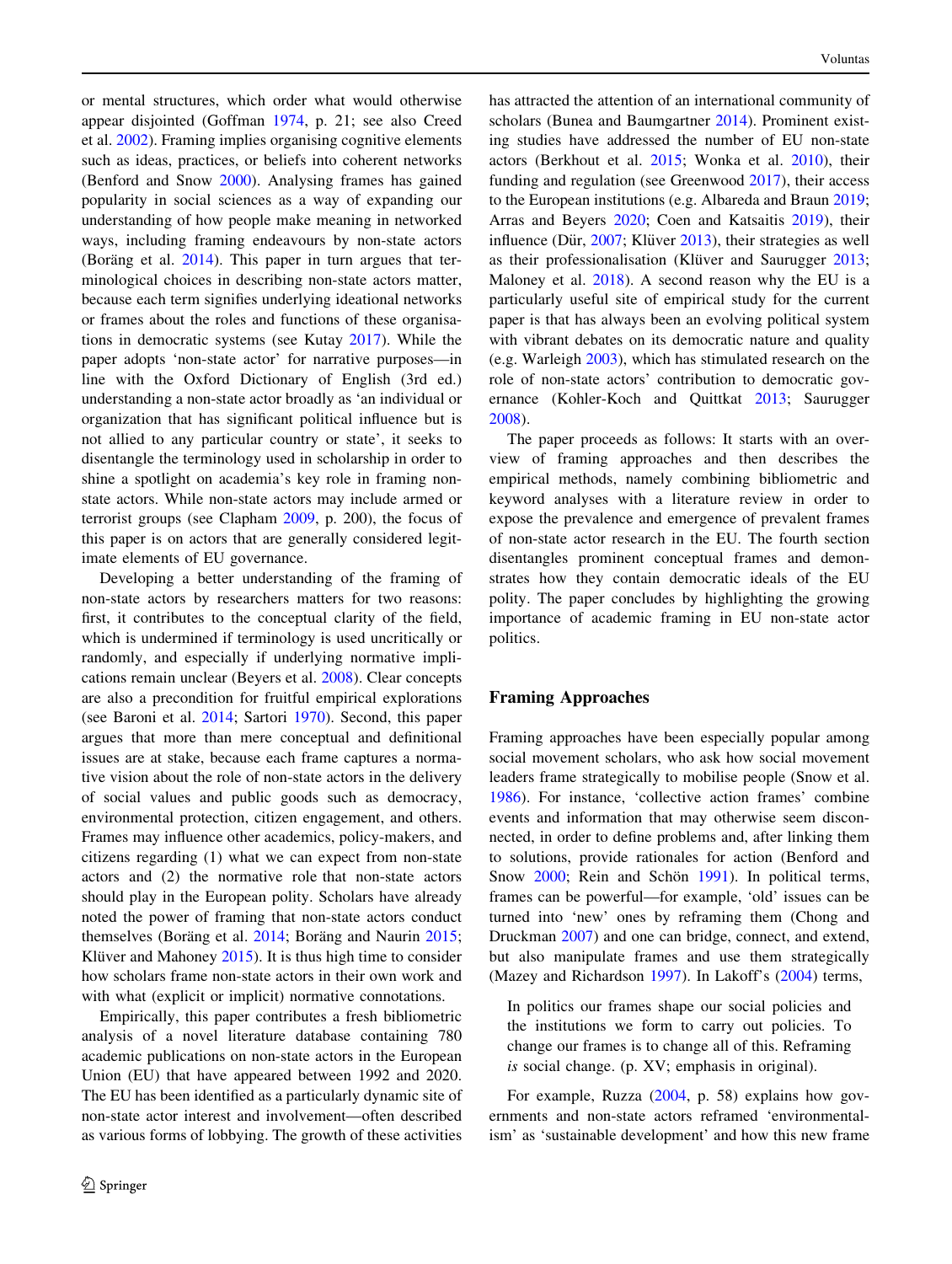or mental structures, which order what would otherwise appear disjointed (Goffman 1974, p. 21; see also Creed et al. 2002). Framing implies organising cognitive elements such as ideas, practices, or beliefs into coherent networks (Benford and Snow 2000). Analysing frames has gained popularity in social sciences as a way of expanding our understanding of how people make meaning in networked ways, including framing endeavours by non-state actors (Boräng et al. 2014). This paper in turn argues that terminological choices in describing non-state actors matter, because each term signifies underlying ideational networks or frames about the roles and functions of these organisations in democratic systems (see Kutay 2017). While the paper adopts 'non-state actor' for narrative purposes—in line with the Oxford Dictionary of English (3rd ed.) understanding a non-state actor broadly as 'an individual or organization that has significant political influence but is not allied to any particular country or state', it seeks to disentangle the terminology used in scholarship in order to shine a spotlight on academia's key role in framing non-state actors. While non-state actors may include armed or terrorist groups (see Clapham 2009, p. 200), the focus of this paper is on actors that are generally considered legitimate elements of EU governance.

Developing a better understanding of the framing of non-state actors by researchers matters for two reasons: first, it contributes to the conceptual clarity of the field, which is undermined if terminology is used uncritically or randomly, and especially if underlying normative implications remain unclear (Beyers et al. 2008). Clear concepts are also a precondition for fruitful empirical explorations (see Baroni et al. 2014; Sartori 1970). Second, this paper argues that more than mere conceptual and definitional issues are at stake, because each frame captures a normative vision about the role of non-state actors in the delivery of social values and public goods such as democracy, environmental protection, citizen engagement, and others. Frames may influence other academics, policy-makers, and citizens regarding (1) what we can expect from non-state actors and (2) the normative role that non-state actors should play in the European polity. Scholars have already noted the power of framing that non-state actors conduct themselves (Boräng et al. 2014; Boräng and Naurin 2015; Klüver and Mahoney 2015). It is thus high time to consider how scholars frame non-state actors in their own work and with what (explicit or implicit) normative connotations.

Empirically, this paper contributes a fresh bibliometric analysis of a novel literature database containing 780 academic publications on non-state actors in the European Union (EU) that have appeared between 1992 and 2020. The EU has been identified as a particularly dynamic site of non-state actor interest and involvement—often described as various forms of lobbying. The growth of these activities has attracted the attention of an international community of scholars (Bunea and Baumgartner 2014). Prominent existing studies have addressed the number of EU non-state actors (Berkhout et al. 2015; Wonka et al. 2010), their funding and regulation (see Greenwood 2017), their access to the European institutions (e.g. Albareda and Braun 2019; Arras and Beyers 2020; Coen and Katsaitis 2019), their influence (Dür, 2007; Klüver 2013), their strategies as well as their professionalisation (Klüver and Saurugger 2013; Maloney et al. 2018). A second reason why the EU is a particularly useful site of empirical study for the current paper is that has always been an evolving political system with vibrant debates on its democratic nature and quality (e.g. Warleigh 2003), which has stimulated research on the role of non-state actors' contribution to democratic governance (Kohler-Koch and Quittkat 2013; Saurugger 2008).

The paper proceeds as follows: It starts with an overview of framing approaches and then describes the empirical methods, namely combining bibliometric and keyword analyses with a literature review in order to expose the prevalence and emergence of prevalent frames of non-state actor research in the EU. The fourth section disentangles prominent conceptual frames and demonstrates how they contain democratic ideals of the EU polity. The paper concludes by highlighting the growing importance of academic framing in EU non-state actor politics.

## Framing Approaches

Framing approaches have been especially popular among social movement scholars, who ask how social movement leaders frame strategically to mobilise people (Snow et al. 1986). For instance, 'collective action frames' combine events and information that may otherwise seem disconnected, in order to define problems and, after linking them to solutions, provide rationales for action (Benford and Snow 2000; Rein and Schön 1991). In political terms, frames can be powerful—for example, 'old' issues can be turned into 'new' ones by reframing them (Chong and Druckman 2007) and one can bridge, connect, and extend, but also manipulate frames and use them strategically (Mazey and Richardson 1997). In Lakoff's (2004) terms,

> In politics our frames shape our social policies and the institutions we form to carry out policies. To change our frames is to change all of this. Reframing *is* social change. (p. XV; emphasis in original).

For example, Ruzza (2004, p. 58) explains how governments and non-state actors reframed 'environmentalism' as 'sustainable development' and how this new frame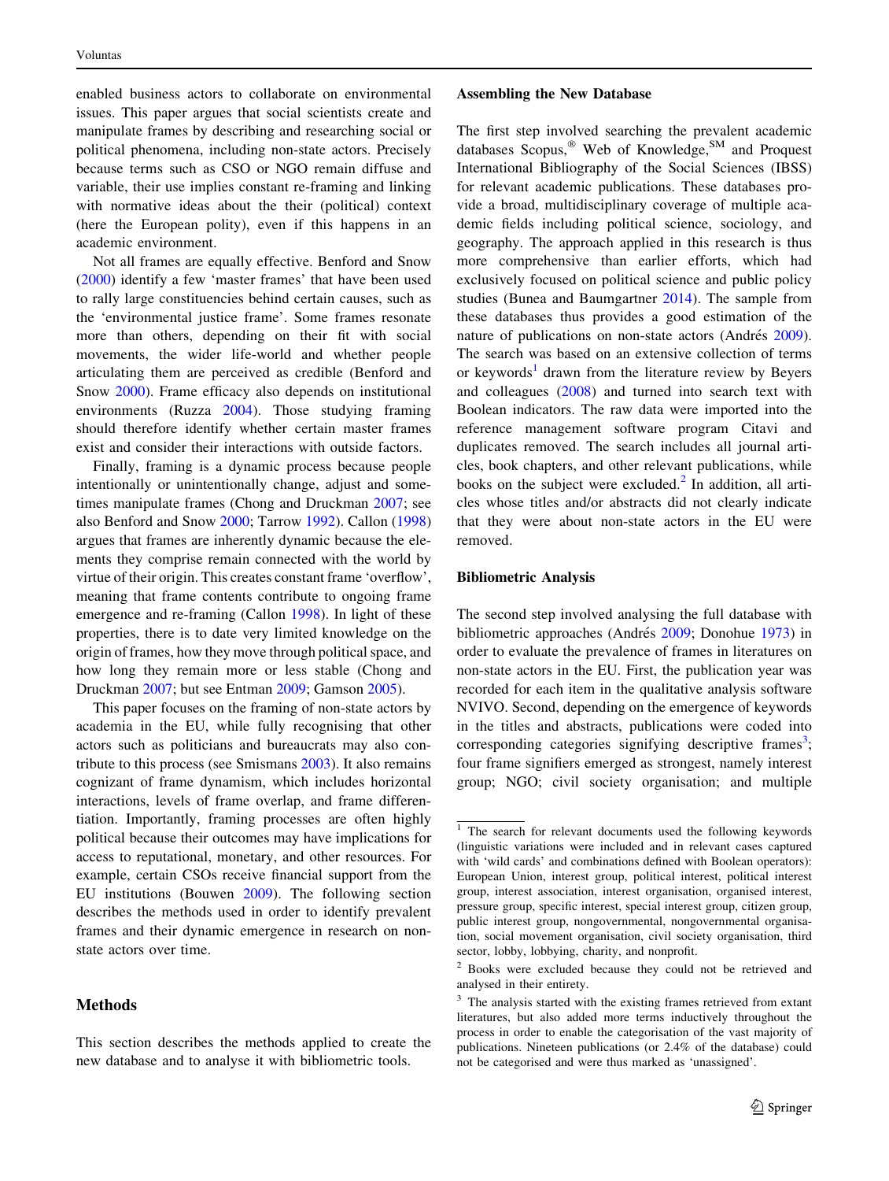enabled business actors to collaborate on environmental issues. This paper argues that social scientists create and manipulate frames by describing and researching social or political phenomena, including non-state actors. Precisely because terms such as CSO or NGO remain diffuse and variable, their use implies constant re-framing and linking with normative ideas about the their (political) context (here the European polity), even if this happens in an academic environment.

Not all frames are equally effective. Benford and Snow (2000) identify a few 'master frames' that have been used to rally large constituencies behind certain causes, such as the 'environmental justice frame'. Some frames resonate more than others, depending on their fit with social movements, the wider life-world and whether people articulating them are perceived as credible (Benford and Snow 2000). Frame efficacy also depends on institutional environments (Ruzza 2004). Those studying framing should therefore identify whether certain master frames exist and consider their interactions with outside factors.

Finally, framing is a dynamic process because people intentionally or unintentionally change, adjust and sometimes manipulate frames (Chong and Druckman 2007; see also Benford and Snow 2000; Tarrow 1992). Callon (1998) argues that frames are inherently dynamic because the elements they comprise remain connected with the world by virtue of their origin. This creates constant frame 'overflow', meaning that frame contents contribute to ongoing frame emergence and re-framing (Callon 1998). In light of these properties, there is to date very limited knowledge on the origin of frames, how they move through political space, and how long they remain more or less stable (Chong and Druckman 2007; but see Entman 2009; Gamson 2005).

This paper focuses on the framing of non-state actors by academia in the EU, while fully recognising that other actors such as politicians and bureaucrats may also contribute to this process (see Smismans 2003). It also remains cognizant of frame dynamism, which includes horizontal interactions, levels of frame overlap, and frame differentiation. Importantly, framing processes are often highly political because their outcomes may have implications for access to reputational, monetary, and other resources. For example, certain CSOs receive financial support from the EU institutions (Bouwen 2009). The following section describes the methods used in order to identify prevalent frames and their dynamic emergence in research on non-state actors over time.

## Methods

This section describes the methods applied to create the new database and to analyse it with bibliometric tools.

### Assembling the New Database

The first step involved searching the prevalent academic databases Scopus,® Web of Knowledge,℠ and Proquest International Bibliography of the Social Sciences (IBSS) for relevant academic publications. These databases provide a broad, multidisciplinary coverage of multiple academic fields including political science, sociology, and geography. The approach applied in this research is thus more comprehensive than earlier efforts, which had exclusively focused on political science and public policy studies (Bunea and Baumgartner 2014). The sample from these databases thus provides a good estimation of the nature of publications on non-state actors (Andrés 2009). The search was based on an extensive collection of terms or keywords[1] drawn from the literature review by Beyers and colleagues (2008) and turned into search text with Boolean indicators. The raw data were imported into the reference management software program Citavi and duplicates removed. The search includes all journal articles, book chapters, and other relevant publications, while books on the subject were excluded.[2] In addition, all articles whose titles and/or abstracts did not clearly indicate that they were about non-state actors in the EU were removed.

### Bibliometric Analysis

The second step involved analysing the full database with bibliometric approaches (Andrés 2009; Donohue 1973) in order to evaluate the prevalence of frames in literatures on non-state actors in the EU. First, the publication year was recorded for each item in the qualitative analysis software NVIVO. Second, depending on the emergence of keywords in the titles and abstracts, publications were coded into corresponding categories signifying descriptive frames[3]; four frame signifiers emerged as strongest, namely interest group; NGO; civil society organisation; and multiple

---

[1] The search for relevant documents used the following keywords (linguistic variations were included and in relevant cases captured with 'wild cards' and combinations defined with Boolean operators): European Union, interest group, political interest, political interest group, interest association, interest organisation, organised interest, pressure group, specific interest, special interest group, citizen group, public interest group, nongovernmental, nongovernmental organisation, social movement organisation, civil society organisation, third sector, lobby, lobbying, charity, and nonprofit.

[2] Books were excluded because they could not be retrieved and analysed in their entirety.

[3] The analysis started with the existing frames retrieved from extant literatures, but also added more terms inductively throughout the process in order to enable the categorisation of the vast majority of publications. Nineteen publications (or 2.4% of the database) could not be categorised and were thus marked as 'unassigned'.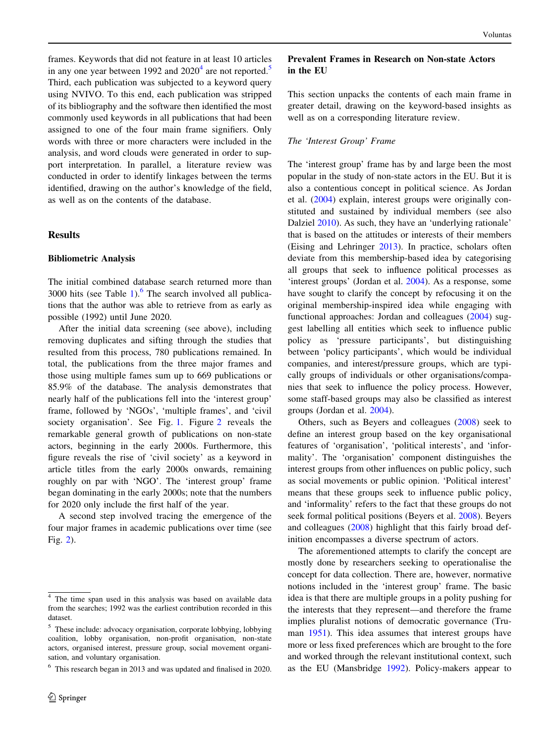frames. Keywords that did not feature in at least 10 articles in any one year between 1992 and 2020[4] are not reported.[5] Third, each publication was subjected to a keyword query using NVIVO. To this end, each publication was stripped of its bibliography and the software then identified the most commonly used keywords in all publications that had been assigned to one of the four main frame signifiers. Only words with three or more characters were included in the analysis, and word clouds were generated in order to support interpretation. In parallel, a literature review was conducted in order to identify linkages between the terms identified, drawing on the author's knowledge of the field, as well as on the contents of the database.

## Results

### Bibliometric Analysis

The initial combined database search returned more than 3000 hits (see Table 1).[6] The search involved all publications that the author was able to retrieve from as early as possible (1992) until June 2020.

After the initial data screening (see above), including removing duplicates and sifting through the studies that resulted from this process, 780 publications remained. In total, the publications from the three major frames and those using multiple fames sum up to 669 publications or 85.9% of the database. The analysis demonstrates that nearly half of the publications fell into the 'interest group' frame, followed by 'NGOs', 'multiple frames', and 'civil society organisation'. See Fig. 1. Figure 2 reveals the remarkable general growth of publications on non-state actors, beginning in the early 2000s. Furthermore, this figure reveals the rise of 'civil society' as a keyword in article titles from the early 2000s onwards, remaining roughly on par with 'NGO'. The 'interest group' frame began dominating in the early 2000s; note that the numbers for 2020 only include the first half of the year.

A second step involved tracing the emergence of the four major frames in academic publications over time (see Fig. 2).

[4] The time span used in this analysis was based on available data from the searches; 1992 was the earliest contribution recorded in this dataset.

[5] These include: advocacy organisation, corporate lobbying, lobbying coalition, lobby organisation, non-profit organisation, non-state actors, organised interest, pressure group, social movement organisation, and voluntary organisation.

[6] This research began in 2013 and was updated and finalised in 2020.

### Prevalent Frames in Research on Non-state Actors in the EU

This section unpacks the contents of each main frame in greater detail, drawing on the keyword-based insights as well as on a corresponding literature review.

#### *The 'Interest Group' Frame*

The 'interest group' frame has by and large been the most popular in the study of non-state actors in the EU. But it is also a contentious concept in political science. As Jordan et al. (2004) explain, interest groups were originally constituted and sustained by individual members (see also Dalziel 2010). As such, they have an 'underlying rationale' that is based on the attitudes or interests of their members (Eising and Lehringer 2013). In practice, scholars often deviate from this membership-based idea by categorising all groups that seek to influence political processes as 'interest groups' (Jordan et al. 2004). As a response, some have sought to clarify the concept by refocusing it on the original membership-inspired idea while engaging with functional approaches: Jordan and colleagues (2004) suggest labelling all entities which seek to influence public policy as 'pressure participants', but distinguishing between 'policy participants', which would be individual companies, and interest/pressure groups, which are typically groups of individuals or other organisations/companies that seek to influence the policy process. However, some staff-based groups may also be classified as interest groups (Jordan et al. 2004).

Others, such as Beyers and colleagues (2008) seek to define an interest group based on the key organisational features of 'organisation', 'political interests', and 'informality'. The 'organisation' component distinguishes the interest groups from other influences on public policy, such as social movements or public opinion. 'Political interest' means that these groups seek to influence public policy, and 'informality' refers to the fact that these groups do not seek formal political positions (Beyers et al. 2008). Beyers and colleagues (2008) highlight that this fairly broad definition encompasses a diverse spectrum of actors.

The aforementioned attempts to clarify the concept are mostly done by researchers seeking to operationalise the concept for data collection. There are, however, normative notions included in the 'interest group' frame. The basic idea is that there are multiple groups in a polity pushing for the interests that they represent—and therefore the frame implies pluralist notions of democratic governance (Truman 1951). This idea assumes that interest groups have more or less fixed preferences which are brought to the fore and worked through the relevant institutional context, such as the EU (Mansbridge 1992). Policy-makers appear to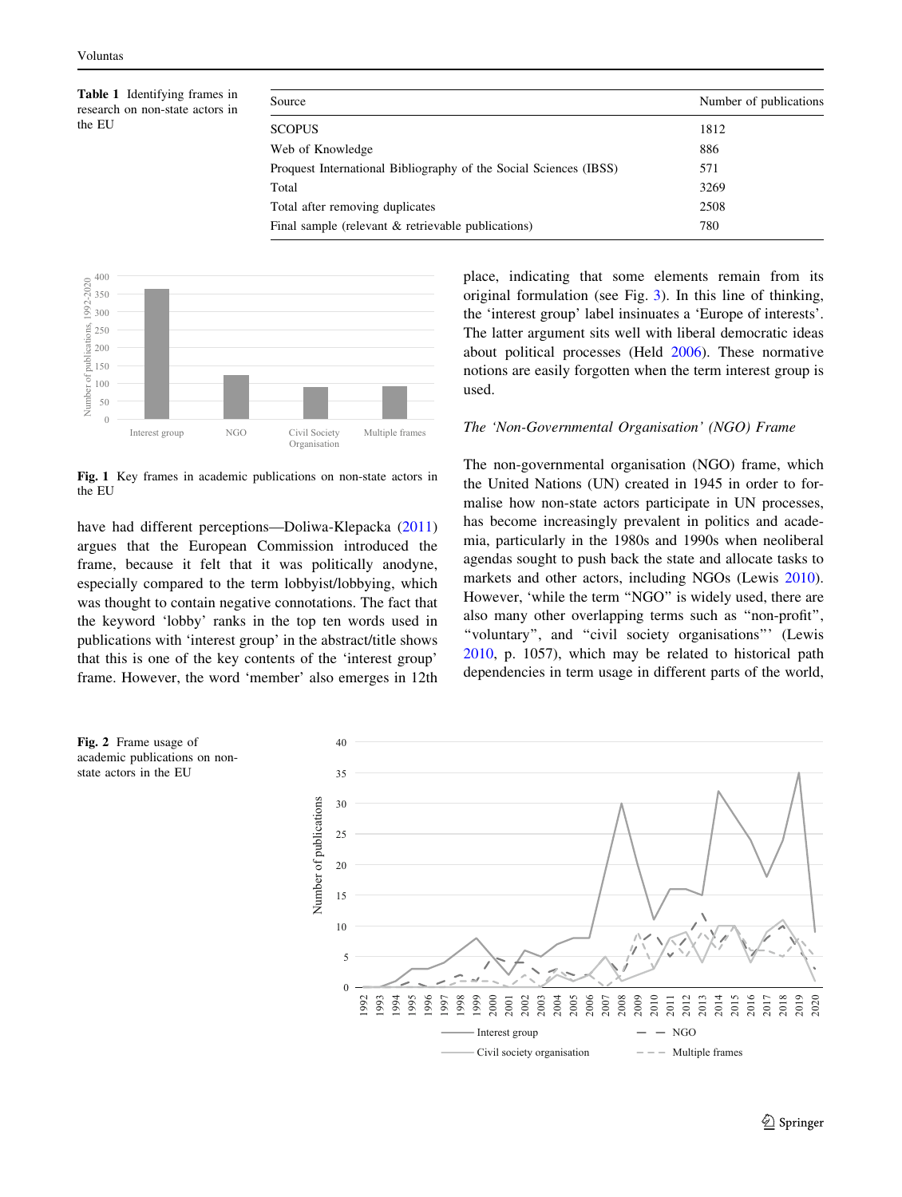**Table 1** Identifying frames in research on non-state actors in the EU

| Source | Number of publications |
|---|---|
| SCOPUS | 1812 |
| Web of Knowledge | 886 |
| Proquest International Bibliography of the Social Sciences (IBSS) | 571 |
| Total | 3269 |
| Total after removing duplicates | 2508 |
| Final sample (relevant & retrievable publications) | 780 |

**Fig. 1** Key frames in academic publications on non-state actors in the EU

have had different perceptions—Doliwa-Klepacka (2011) argues that the European Commission introduced the frame, because it felt that it was politically anodyne, especially compared to the term lobbyist/lobbying, which was thought to contain negative connotations. The fact that the keyword 'lobby' ranks in the top ten words used in publications with 'interest group' in the abstract/title shows that this is one of the key contents of the 'interest group' frame. However, the word 'member' also emerges in 12th place, indicating that some elements remain from its original formulation (see Fig. 3). In this line of thinking, the 'interest group' label insinuates a 'Europe of interests'. The latter argument sits well with liberal democratic ideas about political processes (Held 2006). These normative notions are easily forgotten when the term interest group is used.

*The 'Non-Governmental Organisation' (NGO) Frame*

The non-governmental organisation (NGO) frame, which the United Nations (UN) created in 1945 in order to formalise how non-state actors participate in UN processes, has become increasingly prevalent in politics and academia, particularly in the 1980s and 1990s when neoliberal agendas sought to push back the state and allocate tasks to markets and other actors, including NGOs (Lewis 2010). However, 'while the term "NGO" is widely used, there are also many other overlapping terms such as "non-profit", "voluntary", and "civil society organisations"' (Lewis 2010, p. 1057), which may be related to historical path dependencies in term usage in different parts of the world,

**Fig. 2** Frame usage of academic publications on non-state actors in the EU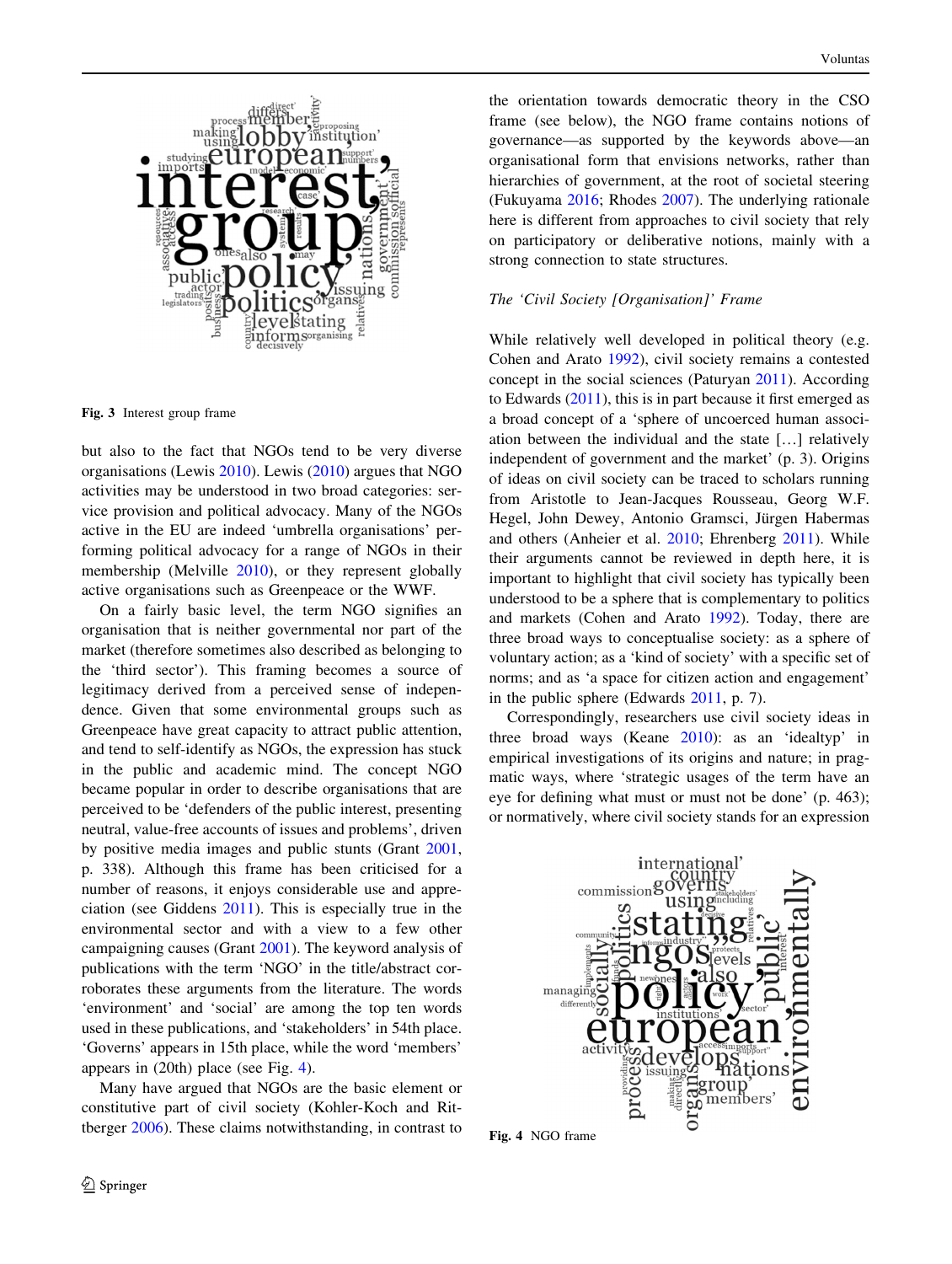Fig. 3 Interest group frame

but also to the fact that NGOs tend to be very diverse organisations (Lewis 2010). Lewis (2010) argues that NGO activities may be understood in two broad categories: service provision and political advocacy. Many of the NGOs active in the EU are indeed 'umbrella organisations' performing political advocacy for a range of NGOs in their membership (Melville 2010), or they represent globally active organisations such as Greenpeace or the WWF.

On a fairly basic level, the term NGO signifies an organisation that is neither governmental nor part of the market (therefore sometimes also described as belonging to the 'third sector'). This framing becomes a source of legitimacy derived from a perceived sense of independence. Given that some environmental groups such as Greenpeace have great capacity to attract public attention, and tend to self-identify as NGOs, the expression has stuck in the public and academic mind. The concept NGO became popular in order to describe organisations that are perceived to be 'defenders of the public interest, presenting neutral, value-free accounts of issues and problems', driven by positive media images and public stunts (Grant 2001, p. 338). Although this frame has been criticised for a number of reasons, it enjoys considerable use and appreciation (see Giddens 2011). This is especially true in the environmental sector and with a view to a few other campaigning causes (Grant 2001). The keyword analysis of publications with the term 'NGO' in the title/abstract corroborates these arguments from the literature. The words 'environment' and 'social' are among the top ten words used in these publications, and 'stakeholders' in 54th place. 'Governs' appears in 15th place, while the word 'members' appears in (20th) place (see Fig. 4).

Many have argued that NGOs are the basic element or constitutive part of civil society (Kohler-Koch and Rittberger 2006). These claims notwithstanding, in contrast to the orientation towards democratic theory in the CSO frame (see below), the NGO frame contains notions of governance—as supported by the keywords above—an organisational form that envisions networks, rather than hierarchies of government, at the root of societal steering (Fukuyama 2016; Rhodes 2007). The underlying rationale here is different from approaches to civil society that rely on participatory or deliberative notions, mainly with a strong connection to state structures.

### *The 'Civil Society [Organisation]' Frame*

While relatively well developed in political theory (e.g. Cohen and Arato 1992), civil society remains a contested concept in the social sciences (Paturyan 2011). According to Edwards (2011), this is in part because it first emerged as a broad concept of a 'sphere of uncoerced human association between the individual and the state […] relatively independent of government and the market' (p. 3). Origins of ideas on civil society can be traced to scholars running from Aristotle to Jean-Jacques Rousseau, Georg W.F. Hegel, John Dewey, Antonio Gramsci, Jürgen Habermas and others (Anheier et al. 2010; Ehrenberg 2011). While their arguments cannot be reviewed in depth here, it is important to highlight that civil society has typically been understood to be a sphere that is complementary to politics and markets (Cohen and Arato 1992). Today, there are three broad ways to conceptualise society: as a sphere of voluntary action; as a 'kind of society' with a specific set of norms; and as 'a space for citizen action and engagement' in the public sphere (Edwards 2011, p. 7).

Correspondingly, researchers use civil society ideas in three broad ways (Keane 2010): as an 'idealtyp' in empirical investigations of its origins and nature; in pragmatic ways, where 'strategic usages of the term have an eye for defining what must or must not be done' (p. 463); or normatively, where civil society stands for an expression

Fig. 4 NGO frame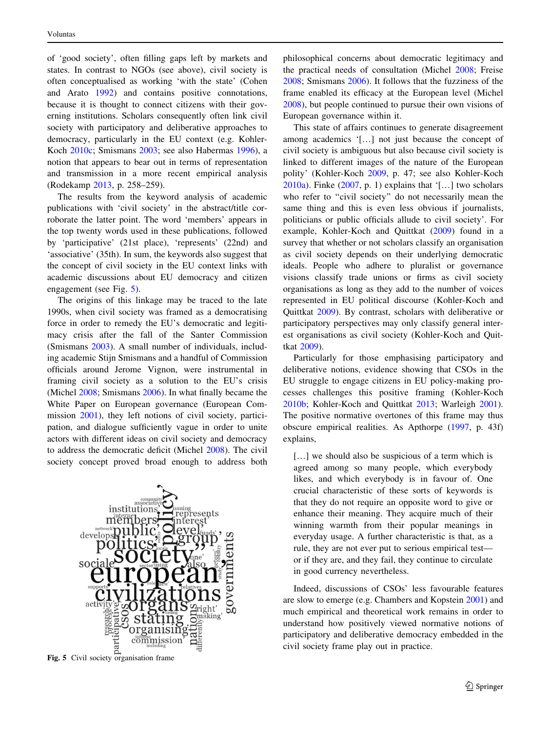of 'good society', often filling gaps left by markets and states. In contrast to NGOs (see above), civil society is often conceptualised as working 'with the state' (Cohen and Arato 1992) and contains positive connotations, because it is thought to connect citizens with their governing institutions. Scholars consequently often link civil society with participatory and deliberative approaches to democracy, particularly in the EU context (e.g. Kohler-Koch 2010c; Smismans 2003; see also Habermas 1996), a notion that appears to bear out in terms of representation and transmission in a more recent empirical analysis (Rodekamp 2013, p. 258–259).

The results from the keyword analysis of academic publications with 'civil society' in the abstract/title corroborate the latter point. The word 'members' appears in the top twenty words used in these publications, followed by 'participative' (21st place), 'represents' (22nd) and 'associative' (35th). In sum, the keywords also suggest that the concept of civil society in the EU context links with academic discussions about EU democracy and citizen engagement (see Fig. 5).

The origins of this linkage may be traced to the late 1990s, when civil society was framed as a democratising force in order to remedy the EU's democratic and legitimacy crisis after the fall of the Santer Commission (Smismans 2003). A small number of individuals, including academic Stijn Smismans and a handful of Commission officials around Jerome Vignon, were instrumental in framing civil society as a solution to the EU's crisis (Michel 2008; Smismans 2006). In what finally became the White Paper on European governance (European Commission 2001), they left notions of civil society, participation, and dialogue sufficiently vague in order to unite actors with different ideas on civil society and democracy to address the democratic deficit (Michel 2008). The civil society concept proved broad enough to address both

Fig. 5 Civil society organisation frame

philosophical concerns about democratic legitimacy and the practical needs of consultation (Michel 2008; Freise 2008; Smismans 2006). It follows that the fuzziness of the frame enabled its efficacy at the European level (Michel 2008), but people continued to pursue their own visions of European governance within it.

This state of affairs continues to generate disagreement among academics '[…] not just because the concept of civil society is ambiguous but also because civil society is linked to different images of the nature of the European polity' (Kohler-Koch 2009, p. 47; see also Kohler-Koch 2010a). Finke (2007, p. 1) explains that '[…] two scholars who refer to "civil society" do not necessarily mean the same thing and this is even less obvious if journalists, politicians or public officials allude to civil society'. For example, Kohler-Koch and Quittkat (2009) found in a survey that whether or not scholars classify an organisation as civil society depends on their underlying democratic ideals. People who adhere to pluralist or governance visions classify trade unions or firms as civil society organisations as long as they add to the number of voices represented in EU political discourse (Kohler-Koch and Quittkat 2009). By contrast, scholars with deliberative or participatory perspectives may only classify general interest organisations as civil society (Kohler-Koch and Quittkat 2009).

Particularly for those emphasising participatory and deliberative notions, evidence showing that CSOs in the EU struggle to engage citizens in EU policy-making processes challenges this positive framing (Kohler-Koch 2010b; Kohler-Koch and Quittkat 2013; Warleigh 2001). The positive normative overtones of this frame may thus obscure empirical realities. As Apthorpe (1997, p. 43f) explains,

> […] we should also be suspicious of a term which is agreed among so many people, which everybody likes, and which everybody is in favour of. One crucial characteristic of these sorts of keywords is that they do not require an opposite word to give or enhance their meaning. They acquire much of their winning warmth from their popular meanings in everyday usage. A further characteristic is that, as a rule, they are not ever put to serious empirical test—or if they are, and they fail, they continue to circulate in good currency nevertheless.

Indeed, discussions of CSOs' less favourable features are slow to emerge (e.g. Chambers and Kopstein 2001) and much empirical and theoretical work remains in order to understand how positively viewed normative notions of participatory and deliberative democracy embedded in the civil society frame play out in practice.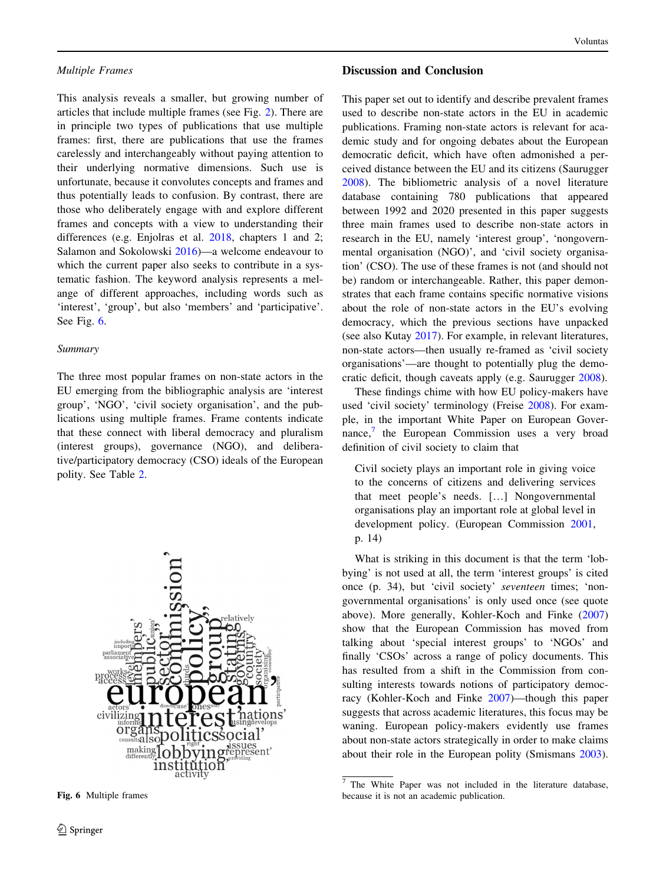*Multiple Frames*

This analysis reveals a smaller, but growing number of articles that include multiple frames (see Fig. 2). There are in principle two types of publications that use multiple frames: first, there are publications that use the frames carelessly and interchangeably without paying attention to their underlying normative dimensions. Such use is unfortunate, because it convolutes concepts and frames and thus potentially leads to confusion. By contrast, there are those who deliberately engage with and explore different frames and concepts with a view to understanding their differences (e.g. Enjolras et al. 2018, chapters 1 and 2; Salamon and Sokolowski 2016)—a welcome endeavour to which the current paper also seeks to contribute in a systematic fashion. The keyword analysis represents a melange of different approaches, including words such as 'interest', 'group', but also 'members' and 'participative'. See Fig. 6.

*Summary*

The three most popular frames on non-state actors in the EU emerging from the bibliographic analysis are 'interest group', 'NGO', 'civil society organisation', and the publications using multiple frames. Frame contents indicate that these connect with liberal democracy and pluralism (interest groups), governance (NGO), and deliberative/participatory democracy (CSO) ideals of the European polity. See Table 2.

**Fig. 6** Multiple frames

## Discussion and Conclusion

This paper set out to identify and describe prevalent frames used to describe non-state actors in the EU in academic publications. Framing non-state actors is relevant for academic study and for ongoing debates about the European democratic deficit, which have often admonished a perceived distance between the EU and its citizens (Saurugger 2008). The bibliometric analysis of a novel literature database containing 780 publications that appeared between 1992 and 2020 presented in this paper suggests three main frames used to describe non-state actors in research in the EU, namely 'interest group', 'nongovernmental organisation (NGO)', and 'civil society organisation' (CSO). The use of these frames is not (and should not be) random or interchangeable. Rather, this paper demonstrates that each frame contains specific normative visions about the role of non-state actors in the EU's evolving democracy, which the previous sections have unpacked (see also Kutay 2017). For example, in relevant literatures, non-state actors—then usually re-framed as 'civil society organisations'—are thought to potentially plug the democratic deficit, though caveats apply (e.g. Saurugger 2008).

These findings chime with how EU policy-makers have used 'civil society' terminology (Freise 2008). For example, in the important White Paper on European Governance,[7] the European Commission uses a very broad definition of civil society to claim that

> Civil society plays an important role in giving voice to the concerns of citizens and delivering services that meet people's needs. […] Nongovernmental organisations play an important role at global level in development policy. (European Commission 2001, p. 14)

What is striking in this document is that the term 'lobbying' is not used at all, the term 'interest groups' is cited once (p. 34), but 'civil society' *seventeen* times; 'nongovernmental organisations' is only used once (see quote above). More generally, Kohler-Koch and Finke (2007) show that the European Commission has moved from talking about 'special interest groups' to 'NGOs' and finally 'CSOs' across a range of policy documents. This has resulted from a shift in the Commission from consulting interests towards notions of participatory democracy (Kohler-Koch and Finke 2007)—though this paper suggests that across academic literatures, this focus may be waning. European policy-makers evidently use frames about non-state actors strategically in order to make claims about their role in the European polity (Smismans 2003).

[7] The White Paper was not included in the literature database, because it is not an academic publication.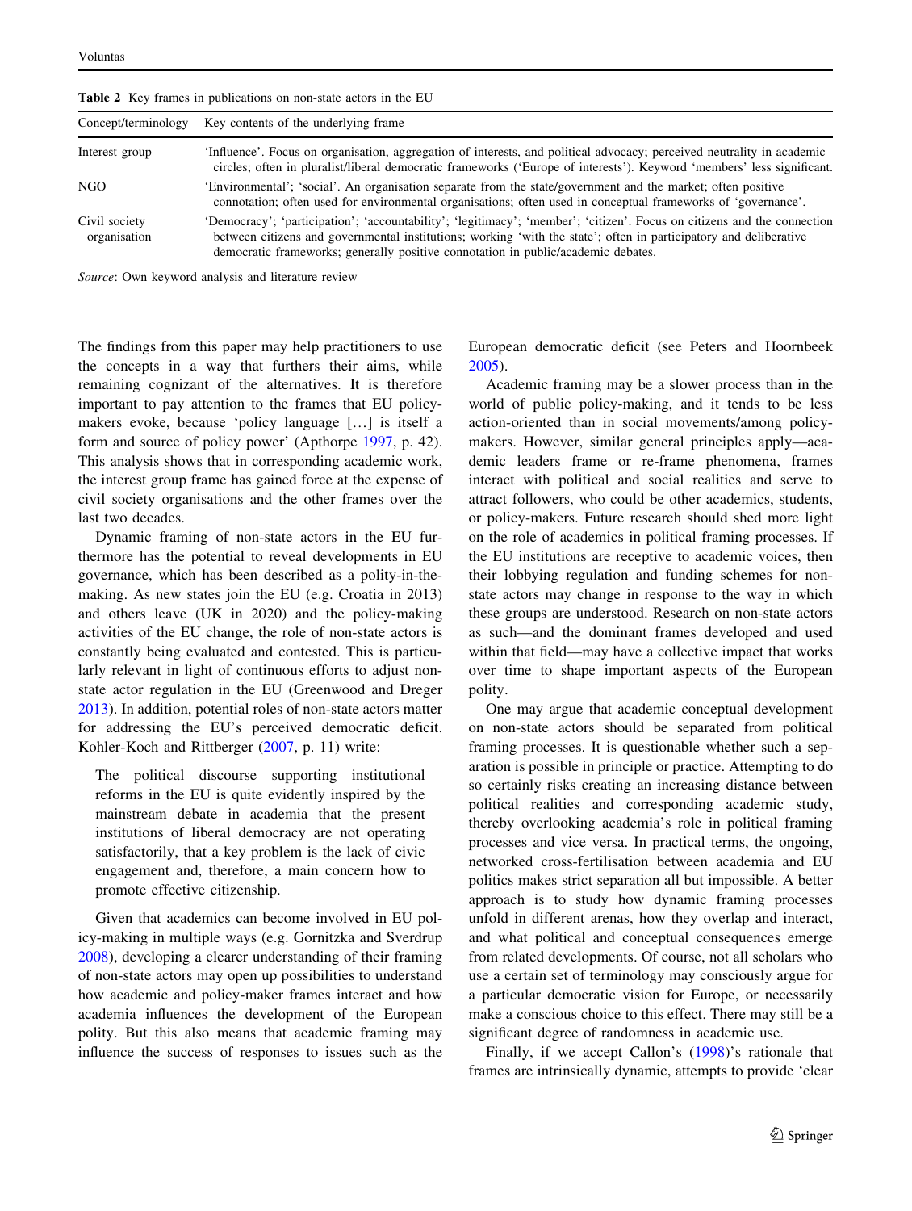**Table 2** Key frames in publications on non-state actors in the EU

| Concept/terminology | Key contents of the underlying frame |
|---|---|
| Interest group | 'Influence'. Focus on organisation, aggregation of interests, and political advocacy; perceived neutrality in academic circles; often in pluralist/liberal democratic frameworks ('Europe of interests'). Keyword 'members' less significant. |
| NGO | 'Environmental'; 'social'. An organisation separate from the state/government and the market; often positive connotation; often used for environmental organisations; often used in conceptual frameworks of 'governance'. |
| Civil society organisation | 'Democracy'; 'participation'; 'accountability'; 'legitimacy'; 'member'; 'citizen'. Focus on citizens and the connection between citizens and governmental institutions; working 'with the state'; often in participatory and deliberative democratic frameworks; generally positive connotation in public/academic debates. |

*Source*: Own keyword analysis and literature review

The findings from this paper may help practitioners to use the concepts in a way that furthers their aims, while remaining cognizant of the alternatives. It is therefore important to pay attention to the frames that EU policy-makers evoke, because 'policy language […] is itself a form and source of policy power' (Apthorpe 1997, p. 42). This analysis shows that in corresponding academic work, the interest group frame has gained force at the expense of civil society organisations and the other frames over the last two decades.

Dynamic framing of non-state actors in the EU furthermore has the potential to reveal developments in EU governance, which has been described as a polity-in-the-making. As new states join the EU (e.g. Croatia in 2013) and others leave (UK in 2020) and the policy-making activities of the EU change, the role of non-state actors is constantly being evaluated and contested. This is particularly relevant in light of continuous efforts to adjust non-state actor regulation in the EU (Greenwood and Dreger 2013). In addition, potential roles of non-state actors matter for addressing the EU's perceived democratic deficit. Kohler-Koch and Rittberger (2007, p. 11) write:

> The political discourse supporting institutional reforms in the EU is quite evidently inspired by the mainstream debate in academia that the present institutions of liberal democracy are not operating satisfactorily, that a key problem is the lack of civic engagement and, therefore, a main concern how to promote effective citizenship.

Given that academics can become involved in EU policy-making in multiple ways (e.g. Gornitzka and Sverdrup 2008), developing a clearer understanding of their framing of non-state actors may open up possibilities to understand how academic and policy-maker frames interact and how academia influences the development of the European polity. But this also means that academic framing may influence the success of responses to issues such as the European democratic deficit (see Peters and Hoornbeek 2005).

Academic framing may be a slower process than in the world of public policy-making, and it tends to be less action-oriented than in social movements/among policy-makers. However, similar general principles apply—academic leaders frame or re-frame phenomena, frames interact with political and social realities and serve to attract followers, who could be other academics, students, or policy-makers. Future research should shed more light on the role of academics in political framing processes. If the EU institutions are receptive to academic voices, then their lobbying regulation and funding schemes for non-state actors may change in response to the way in which these groups are understood. Research on non-state actors as such—and the dominant frames developed and used within that field—may have a collective impact that works over time to shape important aspects of the European polity.

One may argue that academic conceptual development on non-state actors should be separated from political framing processes. It is questionable whether such a separation is possible in principle or practice. Attempting to do so certainly risks creating an increasing distance between political realities and corresponding academic study, thereby overlooking academia's role in political framing processes and vice versa. In practical terms, the ongoing, networked cross-fertilisation between academia and EU politics makes strict separation all but impossible. A better approach is to study how dynamic framing processes unfold in different arenas, how they overlap and interact, and what political and conceptual consequences emerge from related developments. Of course, not all scholars who use a certain set of terminology may consciously argue for a particular democratic vision for Europe, or necessarily make a conscious choice to this effect. There may still be a significant degree of randomness in academic use.

Finally, if we accept Callon's (1998)'s rationale that frames are intrinsically dynamic, attempts to provide 'clear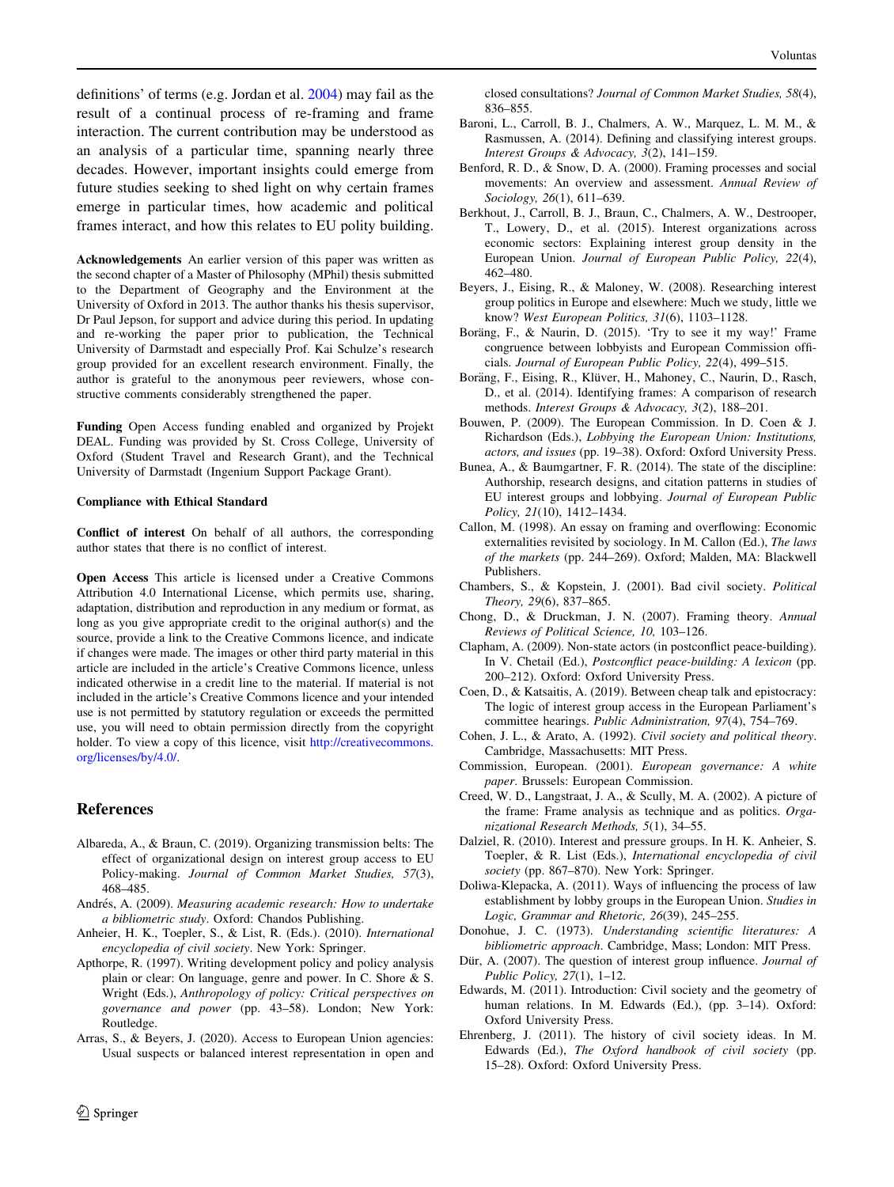definitions' of terms (e.g. Jordan et al. 2004) may fail as the result of a continual process of re-framing and frame interaction. The current contribution may be understood as an analysis of a particular time, spanning nearly three decades. However, important insights could emerge from future studies seeking to shed light on why certain frames emerge in particular times, how academic and political frames interact, and how this relates to EU polity building.

**Acknowledgements** An earlier version of this paper was written as the second chapter of a Master of Philosophy (MPhil) thesis submitted to the Department of Geography and the Environment at the University of Oxford in 2013. The author thanks his thesis supervisor, Dr Paul Jepson, for support and advice during this period. In updating and re-working the paper prior to publication, the Technical University of Darmstadt and especially Prof. Kai Schulze's research group provided for an excellent research environment. Finally, the author is grateful to the anonymous peer reviewers, whose constructive comments considerably strengthened the paper.

**Funding** Open Access funding enabled and organized by Projekt DEAL. Funding was provided by St. Cross College, University of Oxford (Student Travel and Research Grant), and the Technical University of Darmstadt (Ingenium Support Package Grant).

**Compliance with Ethical Standard**

**Conflict of interest** On behalf of all authors, the corresponding author states that there is no conflict of interest.

**Open Access** This article is licensed under a Creative Commons Attribution 4.0 International License, which permits use, sharing, adaptation, distribution and reproduction in any medium or format, as long as you give appropriate credit to the original author(s) and the source, provide a link to the Creative Commons licence, and indicate if changes were made. The images or other third party material in this article are included in the article's Creative Commons licence, unless indicated otherwise in a credit line to the material. If material is not included in the article's Creative Commons licence and your intended use is not permitted by statutory regulation or exceeds the permitted use, you will need to obtain permission directly from the copyright holder. To view a copy of this licence, visit http://creativecommons.org/licenses/by/4.0/.

## References

Albareda, A., & Braun, C. (2019). Organizing transmission belts: The effect of organizational design on interest group access to EU Policy-making. *Journal of Common Market Studies, 57*(3), 468–485.

Andrés, A. (2009). *Measuring academic research: How to undertake a bibliometric study*. Oxford: Chandos Publishing.

Anheier, H. K., Toepler, S., & List, R. (Eds.). (2010). *International encyclopedia of civil society*. New York: Springer.

Apthorpe, R. (1997). Writing development policy and policy analysis plain or clear: On language, genre and power. In C. Shore & S. Wright (Eds.), *Anthropology of policy: Critical perspectives on governance and power* (pp. 43–58). London; New York: Routledge.

Arras, S., & Beyers, J. (2020). Access to European Union agencies: Usual suspects or balanced interest representation in open and closed consultations? *Journal of Common Market Studies, 58*(4), 836–855.

Baroni, L., Carroll, B. J., Chalmers, A. W., Marquez, L. M. M., & Rasmussen, A. (2014). Defining and classifying interest groups. *Interest Groups & Advocacy, 3*(2), 141–159.

Benford, R. D., & Snow, D. A. (2000). Framing processes and social movements: An overview and assessment. *Annual Review of Sociology, 26*(1), 611–639.

Berkhout, J., Carroll, B. J., Braun, C., Chalmers, A. W., Destrooper, T., Lowery, D., et al. (2015). Interest organizations across economic sectors: Explaining interest group density in the European Union. *Journal of European Public Policy, 22*(4), 462–480.

Beyers, J., Eising, R., & Maloney, W. (2008). Researching interest group politics in Europe and elsewhere: Much we study, little we know? *West European Politics, 31*(6), 1103–1128.

Boräng, F., & Naurin, D. (2015). 'Try to see it my way!' Frame congruence between lobbyists and European Commission officials. *Journal of European Public Policy, 22*(4), 499–515.

Boräng, F., Eising, R., Klüver, H., Mahoney, C., Naurin, D., Rasch, D., et al. (2014). Identifying frames: A comparison of research methods. *Interest Groups & Advocacy, 3*(2), 188–201.

Bouwen, P. (2009). The European Commission. In D. Coen & J. Richardson (Eds.), *Lobbying the European Union: Institutions, actors, and issues* (pp. 19–38). Oxford: Oxford University Press.

Bunea, A., & Baumgartner, F. R. (2014). The state of the discipline: Authorship, research designs, and citation patterns in studies of EU interest groups and lobbying. *Journal of European Public Policy, 21*(10), 1412–1434.

Callon, M. (1998). An essay on framing and overflowing: Economic externalities revisited by sociology. In M. Callon (Ed.), *The laws of the markets* (pp. 244–269). Oxford; Malden, MA: Blackwell Publishers.

Chambers, S., & Kopstein, J. (2001). Bad civil society. *Political Theory, 29*(6), 837–865.

Chong, D., & Druckman, J. N. (2007). Framing theory. *Annual Reviews of Political Science, 10,* 103–126.

Clapham, A. (2009). Non-state actors (in postconflict peace-building). In V. Chetail (Ed.), *Postconflict peace-building: A lexicon* (pp. 200–212). Oxford: Oxford University Press.

Coen, D., & Katsaitis, A. (2019). Between cheap talk and epistocracy: The logic of interest group access in the European Parliament's committee hearings. *Public Administration, 97*(4), 754–769.

Cohen, J. L., & Arato, A. (1992). *Civil society and political theory*. Cambridge, Massachusetts: MIT Press.

Commission, European. (2001). *European governance: A white paper*. Brussels: European Commission.

Creed, W. D., Langstraat, J. A., & Scully, M. A. (2002). A picture of the frame: Frame analysis as technique and as politics. *Organizational Research Methods, 5*(1), 34–55.

Dalziel, R. (2010). Interest and pressure groups. In H. K. Anheier, S. Toepler, & R. List (Eds.), *International encyclopedia of civil society* (pp. 867–870). New York: Springer.

Doliwa-Klepacka, A. (2011). Ways of influencing the process of law establishment by lobby groups in the European Union. *Studies in Logic, Grammar and Rhetoric, 26*(39), 245–255.

Donohue, J. C. (1973). *Understanding scientific literatures: A bibliometric approach*. Cambridge, Mass; London: MIT Press.

Dür, A. (2007). The question of interest group influence. *Journal of Public Policy, 27*(1), 1–12.

Edwards, M. (2011). Introduction: Civil society and the geometry of human relations. In M. Edwards (Ed.), (pp. 3–14). Oxford: Oxford University Press.

Ehrenberg, J. (2011). The history of civil society ideas. In M. Edwards (Ed.), *The Oxford handbook of civil society* (pp. 15–28). Oxford: Oxford University Press.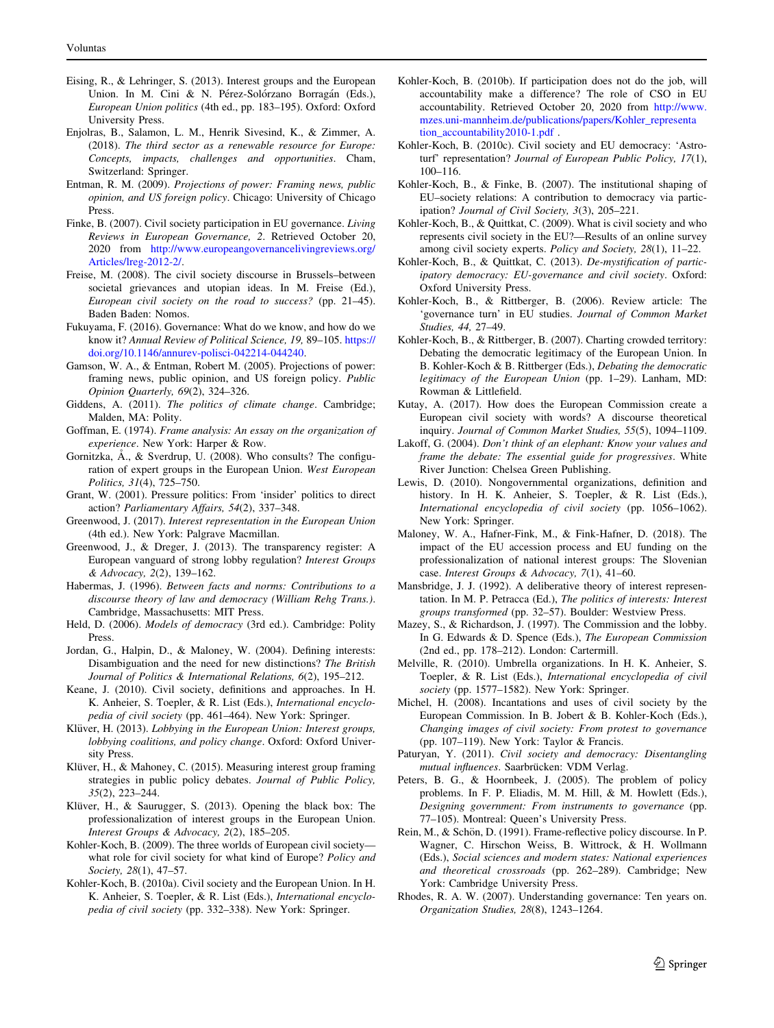Eising, R., & Lehringer, S. (2013). Interest groups and the European Union. In M. Cini & N. Pérez-Solórzano Borragán (Eds.), *European Union politics* (4th ed., pp. 183–195). Oxford: Oxford University Press.

Enjolras, B., Salamon, L. M., Henrik Sivesind, K., & Zimmer, A. (2018). *The third sector as a renewable resource for Europe: Concepts, impacts, challenges and opportunities*. Cham, Switzerland: Springer.

Entman, R. M. (2009). *Projections of power: Framing news, public opinion, and US foreign policy*. Chicago: University of Chicago Press.

Finke, B. (2007). Civil society participation in EU governance. *Living Reviews in European Governance, 2*. Retrieved October 20, 2020 from http://www.europeangovernancelivingreviews.org/Articles/lreg-2012-2/.

Freise, M. (2008). The civil society discourse in Brussels–between societal grievances and utopian ideas. In M. Freise (Ed.), *European civil society on the road to success?* (pp. 21–45). Baden Baden: Nomos.

Fukuyama, F. (2016). Governance: What do we know, and how do we know it? *Annual Review of Political Science, 19*, 89–105. https://doi.org/10.1146/annurev-polisci-042214-044240.

Gamson, W. A., & Entman, Robert M. (2005). Projections of power: framing news, public opinion, and US foreign policy. *Public Opinion Quarterly, 69*(2), 324–326.

Giddens, A. (2011). *The politics of climate change*. Cambridge; Malden, MA: Polity.

Goffman, E. (1974). *Frame analysis: An essay on the organization of experience*. New York: Harper & Row.

Gornitzka, Å., & Sverdrup, U. (2008). Who consults? The configuration of expert groups in the European Union. *West European Politics, 31*(4), 725–750.

Grant, W. (2001). Pressure politics: From 'insider' politics to direct action? *Parliamentary Affairs, 54*(2), 337–348.

Greenwood, J. (2017). *Interest representation in the European Union* (4th ed.). New York: Palgrave Macmillan.

Greenwood, J., & Dreger, J. (2013). The transparency register: A European vanguard of strong lobby regulation? *Interest Groups & Advocacy, 2*(2), 139–162.

Habermas, J. (1996). *Between facts and norms: Contributions to a discourse theory of law and democracy (William Rehg Trans.)*. Cambridge, Massachusetts: MIT Press.

Held, D. (2006). *Models of democracy* (3rd ed.). Cambridge: Polity Press.

Jordan, G., Halpin, D., & Maloney, W. (2004). Defining interests: Disambiguation and the need for new distinctions? *The British Journal of Politics & International Relations, 6*(2), 195–212.

Keane, J. (2010). Civil society, definitions and approaches. In H. K. Anheier, S. Toepler, & R. List (Eds.), *International encyclopedia of civil society* (pp. 461–464). New York: Springer.

Klüver, H. (2013). *Lobbying in the European Union: Interest groups, lobbying coalitions, and policy change*. Oxford: Oxford University Press.

Klüver, H., & Mahoney, C. (2015). Measuring interest group framing strategies in public policy debates. *Journal of Public Policy, 35*(2), 223–244.

Klüver, H., & Saurugger, S. (2013). Opening the black box: The professionalization of interest groups in the European Union. *Interest Groups & Advocacy, 2*(2), 185–205.

Kohler-Koch, B. (2009). The three worlds of European civil society—what role for civil society for what kind of Europe? *Policy and Society, 28*(1), 47–57.

Kohler-Koch, B. (2010a). Civil society and the European Union. In H. K. Anheier, S. Toepler, & R. List (Eds.), *International encyclopedia of civil society* (pp. 332–338). New York: Springer.

Kohler-Koch, B. (2010b). If participation does not do the job, will accountability make a difference? The role of CSO in EU accountability. Retrieved October 20, 2020 from http://www.mzes.uni-mannheim.de/publications/papers/Kohler_representation_accountability2010-1.pdf .

Kohler-Koch, B. (2010c). Civil society and EU democracy: 'Astroturf' representation? *Journal of European Public Policy, 17*(1), 100–116.

Kohler-Koch, B., & Finke, B. (2007). The institutional shaping of EU–society relations: A contribution to democracy via participation? *Journal of Civil Society, 3*(3), 205–221.

Kohler-Koch, B., & Quittkat, C. (2009). What is civil society and who represents civil society in the EU?—Results of an online survey among civil society experts. *Policy and Society, 28*(1), 11–22.

Kohler-Koch, B., & Quittkat, C. (2013). *De-mystification of participatory democracy: EU-governance and civil society*. Oxford: Oxford University Press.

Kohler-Koch, B., & Rittberger, B. (2006). Review article: The 'governance turn' in EU studies. *Journal of Common Market Studies, 44*, 27–49.

Kohler-Koch, B., & Rittberger, B. (2007). Charting crowded territory: Debating the democratic legitimacy of the European Union. In B. Kohler-Koch & B. Rittberger (Eds.), *Debating the democratic legitimacy of the European Union* (pp. 1–29). Lanham, MD: Rowman & Littlefield.

Kutay, A. (2017). How does the European Commission create a European civil society with words? A discourse theoretical inquiry. *Journal of Common Market Studies, 55*(5), 1094–1109.

Lakoff, G. (2004). *Don't think of an elephant: Know your values and frame the debate: The essential guide for progressives*. White River Junction: Chelsea Green Publishing.

Lewis, D. (2010). Nongovernmental organizations, definition and history. In H. K. Anheier, S. Toepler, & R. List (Eds.), *International encyclopedia of civil society* (pp. 1056–1062). New York: Springer.

Maloney, W. A., Hafner-Fink, M., & Fink-Hafner, D. (2018). The impact of the EU accession process and EU funding on the professionalization of national interest groups: The Slovenian case. *Interest Groups & Advocacy, 7*(1), 41–60.

Mansbridge, J. J. (1992). A deliberative theory of interest representation. In M. P. Petracca (Ed.), *The politics of interests: Interest groups transformed* (pp. 32–57). Boulder: Westview Press.

Mazey, S., & Richardson, J. (1997). The Commission and the lobby. In G. Edwards & D. Spence (Eds.), *The European Commission* (2nd ed., pp. 178–212). London: Cartermill.

Melville, R. (2010). Umbrella organizations. In H. K. Anheier, S. Toepler, & R. List (Eds.), *International encyclopedia of civil society* (pp. 1577–1582). New York: Springer.

Michel, H. (2008). Incantations and uses of civil society by the European Commission. In B. Jobert & B. Kohler-Koch (Eds.), *Changing images of civil society: From protest to governance* (pp. 107–119). New York: Taylor & Francis.

Paturyan, Y. (2011). *Civil society and democracy: Disentangling mutual influences*. Saarbrücken: VDM Verlag.

Peters, B. G., & Hoornbeek, J. (2005). The problem of policy problems. In F. P. Eliadis, M. M. Hill, & M. Howlett (Eds.), *Designing government: From instruments to governance* (pp. 77–105). Montreal: Queen's University Press.

Rein, M., & Schön, D. (1991). Frame-reflective policy discourse. In P. Wagner, C. Hirschon Weiss, B. Wittrock, & H. Wollmann (Eds.), *Social sciences and modern states: National experiences and theoretical crossroads* (pp. 262–289). Cambridge; New York: Cambridge University Press.

Rhodes, R. A. W. (2007). Understanding governance: Ten years on. *Organization Studies, 28*(8), 1243–1264.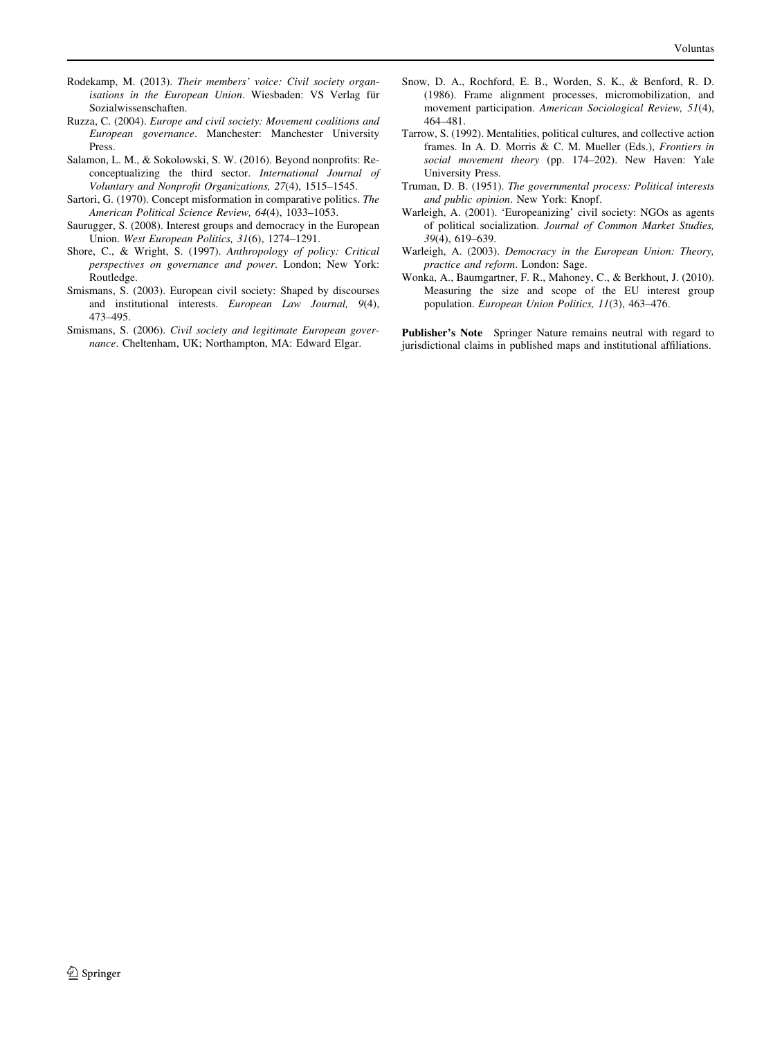Rodekamp, M. (2013). *Their members' voice: Civil society organisations in the European Union*. Wiesbaden: VS Verlag für Sozialwissenschaften.

Ruzza, C. (2004). *Europe and civil society: Movement coalitions and European governance*. Manchester: Manchester University Press.

Salamon, L. M., & Sokolowski, S. W. (2016). Beyond nonprofits: Re-conceptualizing the third sector. *International Journal of Voluntary and Nonprofit Organizations, 27*(4), 1515–1545.

Sartori, G. (1970). Concept misformation in comparative politics. *The American Political Science Review, 64*(4), 1033–1053.

Saurugger, S. (2008). Interest groups and democracy in the European Union. *West European Politics, 31*(6), 1274–1291.

Shore, C., & Wright, S. (1997). *Anthropology of policy: Critical perspectives on governance and power*. London; New York: Routledge.

Smismans, S. (2003). European civil society: Shaped by discourses and institutional interests. *European Law Journal, 9*(4), 473–495.

Smismans, S. (2006). *Civil society and legitimate European governance*. Cheltenham, UK; Northampton, MA: Edward Elgar.

Snow, D. A., Rochford, E. B., Worden, S. K., & Benford, R. D. (1986). Frame alignment processes, micromobilization, and movement participation. *American Sociological Review, 51*(4), 464–481.

Tarrow, S. (1992). Mentalities, political cultures, and collective action frames. In A. D. Morris & C. M. Mueller (Eds.), *Frontiers in social movement theory* (pp. 174–202). New Haven: Yale University Press.

Truman, D. B. (1951). *The governmental process: Political interests and public opinion*. New York: Knopf.

Warleigh, A. (2001). 'Europeanizing' civil society: NGOs as agents of political socialization. *Journal of Common Market Studies, 39*(4), 619–639.

Warleigh, A. (2003). *Democracy in the European Union: Theory, practice and reform*. London: Sage.

Wonka, A., Baumgartner, F. R., Mahoney, C., & Berkhout, J. (2010). Measuring the size and scope of the EU interest group population. *European Union Politics, 11*(3), 463–476.

**Publisher's Note** Springer Nature remains neutral with regard to jurisdictional claims in published maps and institutional affiliations.